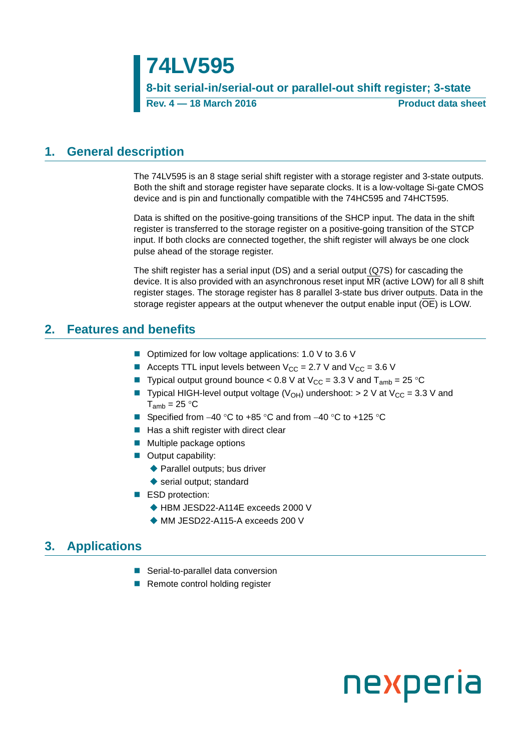# 74LV595

**8-bit serial-in/serial-out or parallel-out shift register; 3-state**

**Rev. 4 — 18 March 2016** **Product data sheet**

## 1. General description

The 74LV595 is an 8 stage serial shift register with a storage register and 3-state outputs. Both the shift and storage register have separate clocks. It is a low-voltage Si-gate CMOS device and is pin and functionally compatible with the 74HC595 and 74HCT595.

Data is shifted on the positive-going transitions of the SHCP input. The data in the shift register is transferred to the storage register on a positive-going transition of the STCP input. If both clocks are connected together, the shift register will always be one clock pulse ahead of the storage register.

The shift register has a serial input (DS) and a serial output (Q7S) for cascading the device. It is also provided with an asynchronous reset input $\overline{MR}$ (active LOW) for all 8 shift register stages. The storage register has 8 parallel 3-state bus driver outputs. Data in the storage register appears at the output whenever the output enable input ($\overline{OE}$) is LOW.

## 2. Features and benefits

- Optimized for low voltage applications: 1.0 V to 3.6 V
- Accepts TTL input levels between $V_{CC}$ = 2.7 V and $V_{CC}$ = 3.6 V
- Typical output ground bounce < 0.8 V at $V_{CC}$ = 3.3 V and $T_{amb}$ = 25 °C
- Typical HIGH-level output voltage ($V_{OH}$) undershoot: > 2 V at $V_{CC}$ = 3.3 V and $T_{amb}$ = 25 °C
- Specified from −40 °C to +85 °C and from −40 °C to +125 °C
- Has a shift register with direct clear
- Multiple package options
- Output capability:
  - Parallel outputs; bus driver
  - serial output; standard
- ESD protection:
  - HBM JESD22-A114E exceeds 2000 V
  - MM JESD22-A115-A exceeds 200 V

## 3. Applications

- Serial-to-parallel data conversion
- Remote control holding register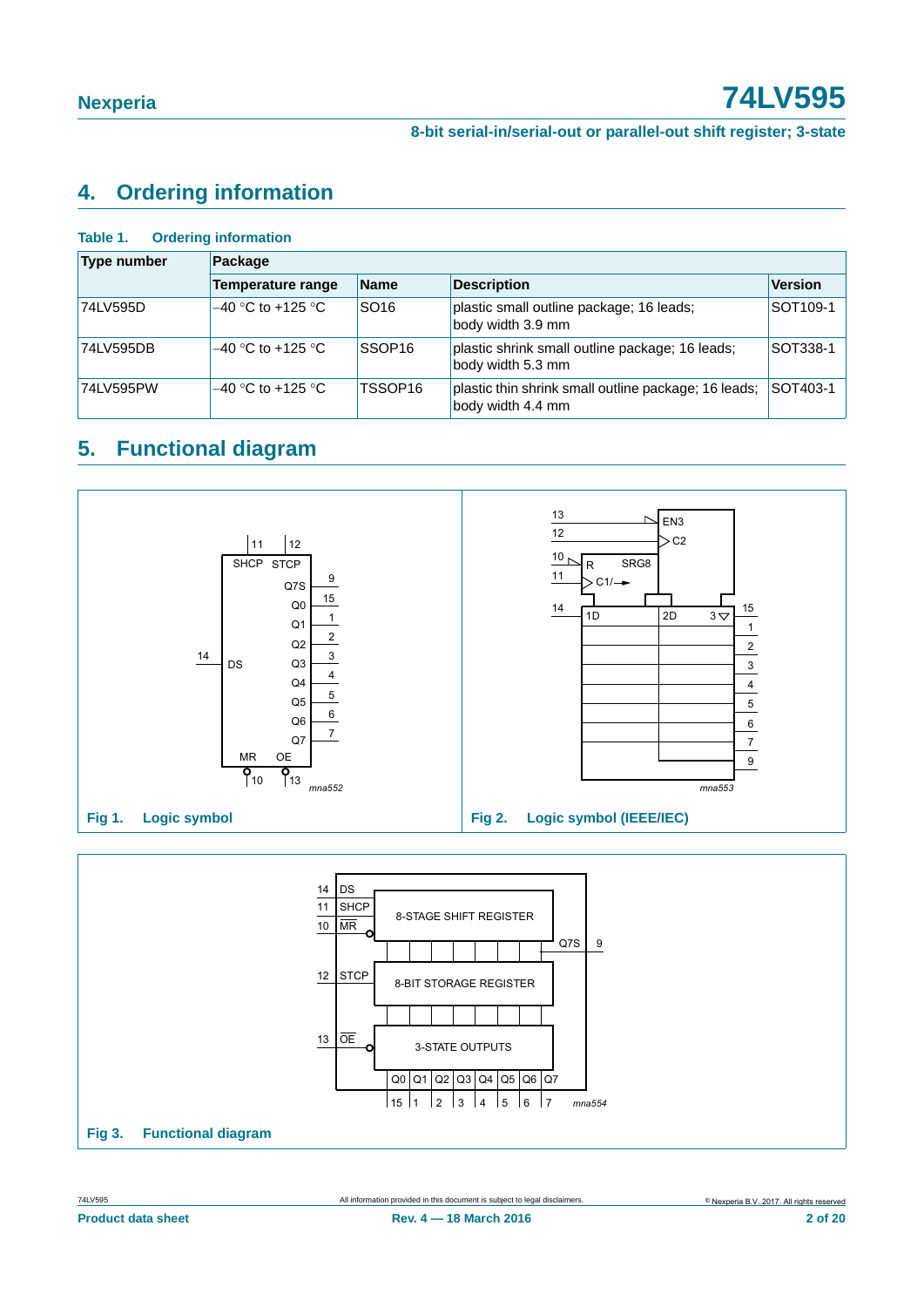## 4. Ordering information

**Table 1. Ordering information**

| Type number | Package | | | |
|---|---|---|---|---|
| | Temperature range | Name | Description | Version |
| 74LV595D | –40 °C to +125 °C | SO16 | plastic small outline package; 16 leads; body width 3.9 mm | SOT109-1 |
| 74LV595DB | –40 °C to +125 °C | SSOP16 | plastic shrink small outline package; 16 leads; body width 5.3 mm | SOT338-1 |
| 74LV595PW | –40 °C to +125 °C | TSSOP16 | plastic thin shrink small outline package; 16 leads; body width 4.4 mm | SOT403-1 |

## 5. Functional diagram

**Fig 1. Logic symbol**

**Fig 2. Logic symbol (IEEE/IEC)**

**Fig 3. Functional diagram**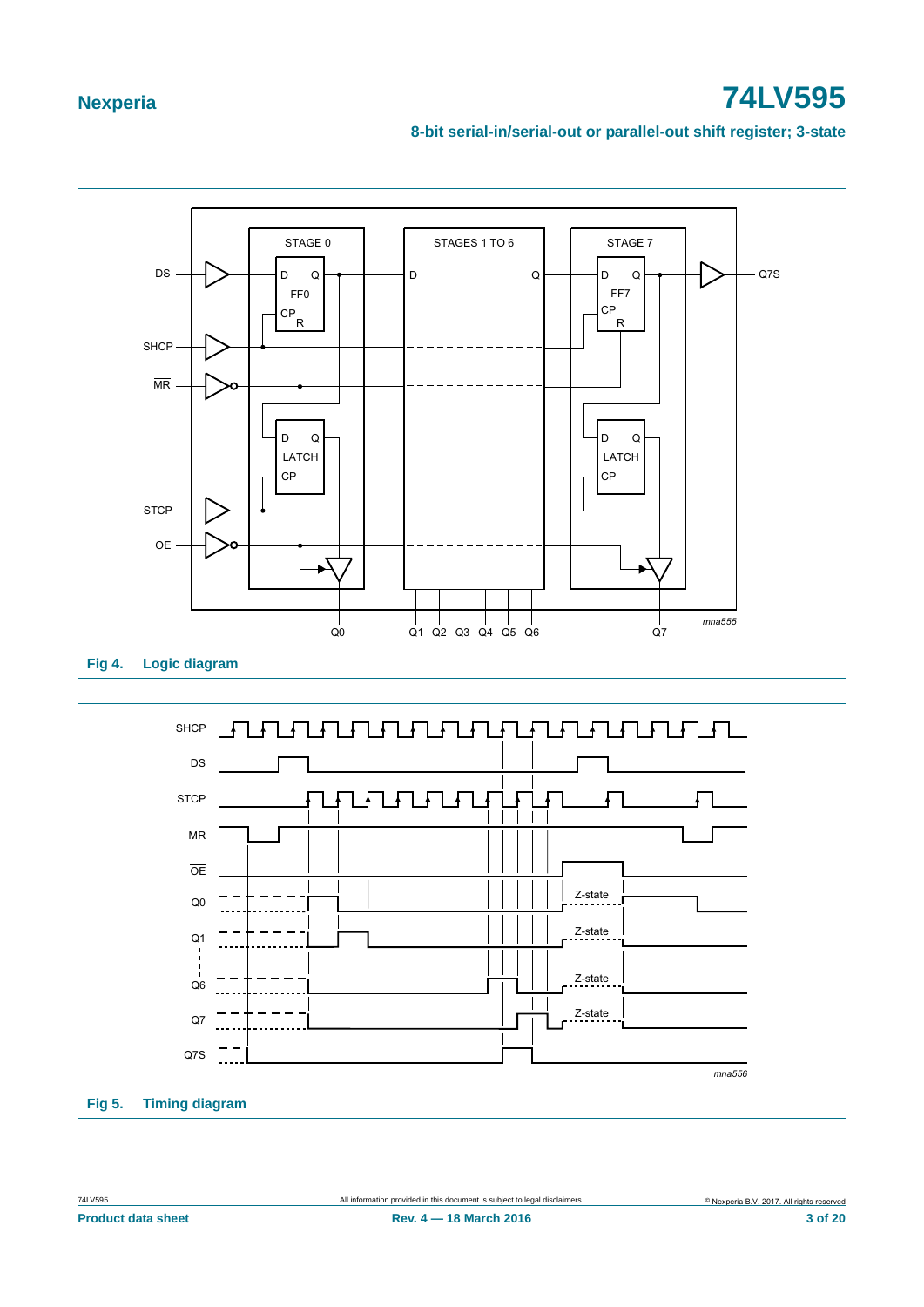Fig 4. Logic diagram

Fig 5. Timing diagram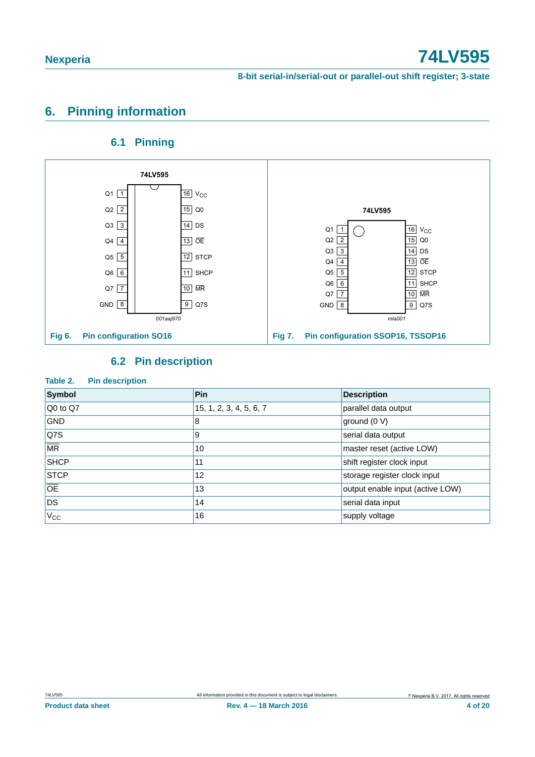## 6. Pinning information

### 6.1 Pinning

Fig 6. Pin configuration SO16

Fig 7. Pin configuration SSOP16, TSSOP16

### 6.2 Pin description

**Table 2. Pin description**

| Symbol | Pin | Description |
|---|---|---|
| Q0 to Q7 | 15, 1, 2, 3, 4, 5, 6, 7 | parallel data output |
| GND | 8 | ground (0 V) |
| Q7S | 9 | serial data output |
| $\overline{MR}$ | 10 | master reset (active LOW) |
| SHCP | 11 | shift register clock input |
| STCP | 12 | storage register clock input |
| $\overline{OE}$ | 13 | output enable input (active LOW) |
| DS | 14 | serial data input |
| $V_{CC}$ | 16 | supply voltage |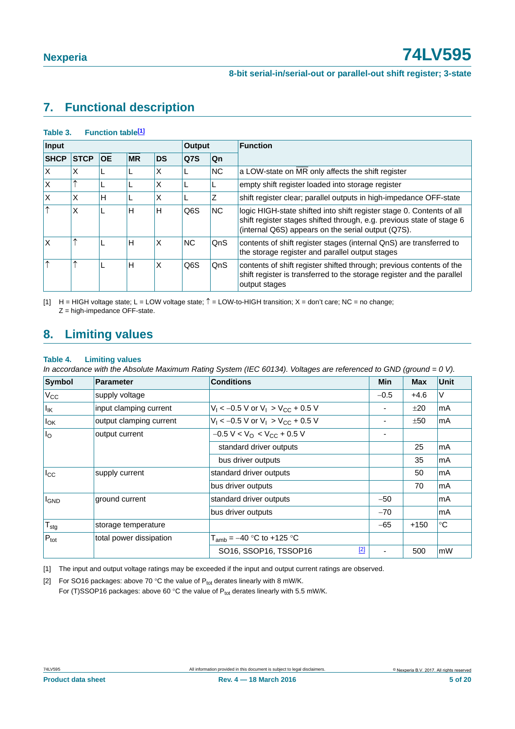## 7. Functional description

**Table 3. Function table[1]**

| Input | | | | | Output | | Function |
|---|---|---|---|---|---|---|---|
| SHCP | STCP | $\overline{OE}$ | $\overline{MR}$ | DS | Q7S | Qn | |
| X | X | L | L | X | L | NC | a LOW-state on $\overline{MR}$ only affects the shift register |
| X | ↑ | L | L | X | L | L | empty shift register loaded into storage register |
| X | X | H | L | X | L | Z | shift register clear; parallel outputs in high-impedance OFF-state |
| ↑ | X | L | H | H | Q6S | NC | logic HIGH-state shifted into shift register stage 0. Contents of all shift register stages shifted through, e.g. previous state of stage 6 (internal Q6S) appears on the serial output (Q7S). |
| X | ↑ | L | H | X | NC | QnS | contents of shift register stages (internal QnS) are transferred to the storage register and parallel output stages |
| ↑ | ↑ | L | H | X | Q6S | QnS | contents of shift register shifted through; previous contents of the shift register is transferred to the storage register and the parallel output stages |

[1] H = HIGH voltage state; L = LOW voltage state; ↑ = LOW-to-HIGH transition; X = don't care; NC = no change; Z = high-impedance OFF-state.

## 8. Limiting values

**Table 4. Limiting values**

*In accordance with the Absolute Maximum Rating System (IEC 60134). Voltages are referenced to GND (ground = 0 V).*

| Symbol | Parameter | Conditions | Min | Max | Unit |
|---|---|---|---|---|---|
| $V_{CC}$ | supply voltage | | −0.5 | +4.6 | V |
| $I_{IK}$ | input clamping current | $V_I < -0.5$ V or $V_I > V_{CC} + 0.5$ V | - | ±20 | mA |
| $I_{OK}$ | output clamping current | $V_I < -0.5$ V or $V_I > V_{CC} + 0.5$ V | - | ±50 | mA |
| $I_O$ | output current | $-0.5$ V $< V_O < V_{CC} + 0.5$ V | - | | |
| | | standard driver outputs | | 25 | mA |
| | | bus driver outputs | | 35 | mA |
| $I_{CC}$ | supply current | standard driver outputs | | 50 | mA |
| | | bus driver outputs | | 70 | mA |
| $I_{GND}$ | ground current | standard driver outputs | −50 | | mA |
| | | bus driver outputs | −70 | | mA |
| $T_{stg}$ | storage temperature | | −65 | +150 | °C |
| $P_{tot}$ | total power dissipation | $T_{amb} = -40$ °C to +125 °C | | | |
| | | SO16, SSOP16, TSSOP16 [2] | - | 500 | mW |

[1] The input and output voltage ratings may be exceeded if the input and output current ratings are observed.

[2] For SO16 packages: above 70 °C the value of $P_{tot}$ derates linearly with 8 mW/K.
For (T)SSOP16 packages: above 60 °C the value of $P_{tot}$ derates linearly with 5.5 mW/K.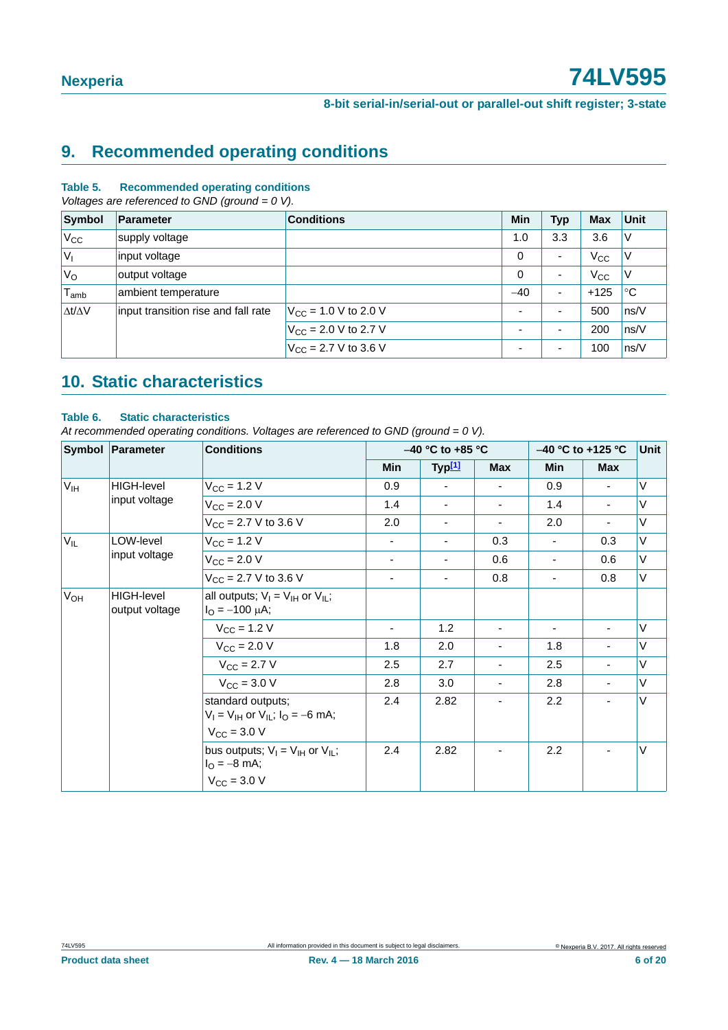## 9. Recommended operating conditions

**Table 5. Recommended operating conditions**

*Voltages are referenced to GND (ground = 0 V).*

| Symbol | Parameter | Conditions | Min | Typ | Max | Unit |
|---|---|---|---|---|---|---|
| $V_{CC}$ | supply voltage | | 1.0 | 3.3 | 3.6 | V |
| $V_I$ | input voltage | | 0 | - | $V_{CC}$ | V |
| $V_O$ | output voltage | | 0 | - | $V_{CC}$ | V |
| $T_{amb}$ | ambient temperature | | −40 | - | +125 | °C |
| $\Delta t/\Delta V$ | input transition rise and fall rate | $V_{CC}$ = 1.0 V to 2.0 V | - | - | 500 | ns/V |
| | | $V_{CC}$ = 2.0 V to 2.7 V | - | - | 200 | ns/V |
| | | $V_{CC}$ = 2.7 V to 3.6 V | - | - | 100 | ns/V |

## 10. Static characteristics

**Table 6. Static characteristics**

*At recommended operating conditions. Voltages are referenced to GND (ground = 0 V).*

| Symbol | Parameter | Conditions | −40 °C to +85 °C | | | −40 °C to +125 °C | | Unit |
|---|---|---|---|---|---|---|---|---|
| | | | Min | Typ[1] | Max | Min | Max | |
| $V_{IH}$ | HIGH-level input voltage | $V_{CC}$ = 1.2 V | 0.9 | - | - | 0.9 | - | V |
| | | $V_{CC}$ = 2.0 V | 1.4 | - | - | 1.4 | - | V |
| | | $V_{CC}$ = 2.7 V to 3.6 V | 2.0 | - | - | 2.0 | - | V |
| $V_{IL}$ | LOW-level input voltage | $V_{CC}$ = 1.2 V | - | - | 0.3 | - | 0.3 | V |
| | | $V_{CC}$ = 2.0 V | - | - | 0.6 | - | 0.6 | V |
| | | $V_{CC}$ = 2.7 V to 3.6 V | - | - | 0.8 | - | 0.8 | V |
| $V_{OH}$ | HIGH-level output voltage | all outputs; $V_I$ = $V_{IH}$ or $V_{IL}$; $I_O$ = −100 μA; | | | | | | |
| | | $V_{CC}$ = 1.2 V | - | 1.2 | - | - | - | V |
| | | $V_{CC}$ = 2.0 V | 1.8 | 2.0 | - | 1.8 | - | V |
| | | $V_{CC}$ = 2.7 V | 2.5 | 2.7 | - | 2.5 | - | V |
| | | $V_{CC}$ = 3.0 V | 2.8 | 3.0 | - | 2.8 | - | V |
| | | standard outputs; $V_I$ = $V_{IH}$ or $V_{IL}$; $I_O$ = −6 mA; $V_{CC}$ = 3.0 V | 2.4 | 2.82 | - | 2.2 | - | V |
| | | bus outputs; $V_I$ = $V_{IH}$ or $V_{IL}$; $I_O$ = −8 mA; $V_{CC}$ = 3.0 V | 2.4 | 2.82 | - | 2.2 | - | V |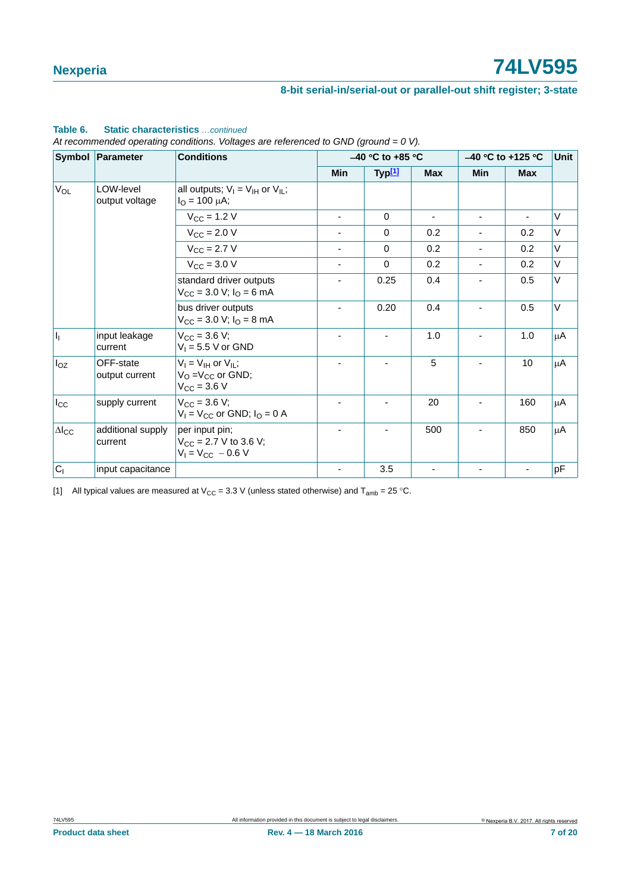**Table 6. Static characteristics** *...continued*

*At recommended operating conditions. Voltages are referenced to GND (ground = 0 V).*

| Symbol | Parameter | Conditions | −40 °C to +85 °C | | | −40 °C to +125 °C | | Unit |
|---|---|---|---|---|---|---|---|---|
| | | | Min | Typ[1] | Max | Min | Max | |
| $V_{OL}$ | LOW-level output voltage | all outputs; $V_I = V_{IH}$ or $V_{IL}$; $I_O = 100\ \mu A$; | | | | | | |
| | | $V_{CC} = 1.2\ V$ | - | 0 | - | - | - | V |
| | | $V_{CC} = 2.0\ V$ | - | 0 | 0.2 | - | 0.2 | V |
| | | $V_{CC} = 2.7\ V$ | - | 0 | 0.2 | - | 0.2 | V |
| | | $V_{CC} = 3.0\ V$ | - | 0 | 0.2 | - | 0.2 | V |
| | | standard driver outputs $V_{CC} = 3.0\ V$; $I_O = 6\ mA$ | - | 0.25 | 0.4 | - | 0.5 | V |
| | | bus driver outputs $V_{CC} = 3.0\ V$; $I_O = 8\ mA$ | - | 0.20 | 0.4 | - | 0.5 | V |
| $I_I$ | input leakage current | $V_{CC} = 3.6\ V$; $V_I = 5.5\ V$ or GND | - | - | 1.0 | - | 1.0 | μA |
| $I_{OZ}$ | OFF-state output current | $V_I = V_{IH}$ or $V_{IL}$; $V_O = V_{CC}$ or GND; $V_{CC} = 3.6\ V$ | - | - | 5 | - | 10 | μA |
| $I_{CC}$ | supply current | $V_{CC} = 3.6\ V$; $V_I = V_{CC}$ or GND; $I_O = 0\ A$ | - | - | 20 | - | 160 | μA |
| $\Delta I_{CC}$ | additional supply current | per input pin; $V_{CC} = 2.7\ V$ to $3.6\ V$; $V_I = V_{CC} - 0.6\ V$ | - | - | 500 | - | 850 | μA |
| $C_I$ | input capacitance | | - | 3.5 | - | - | - | pF |

[1] All typical values are measured at $V_{CC} = 3.3\ V$ (unless stated otherwise) and $T_{amb} = 25\ °C$.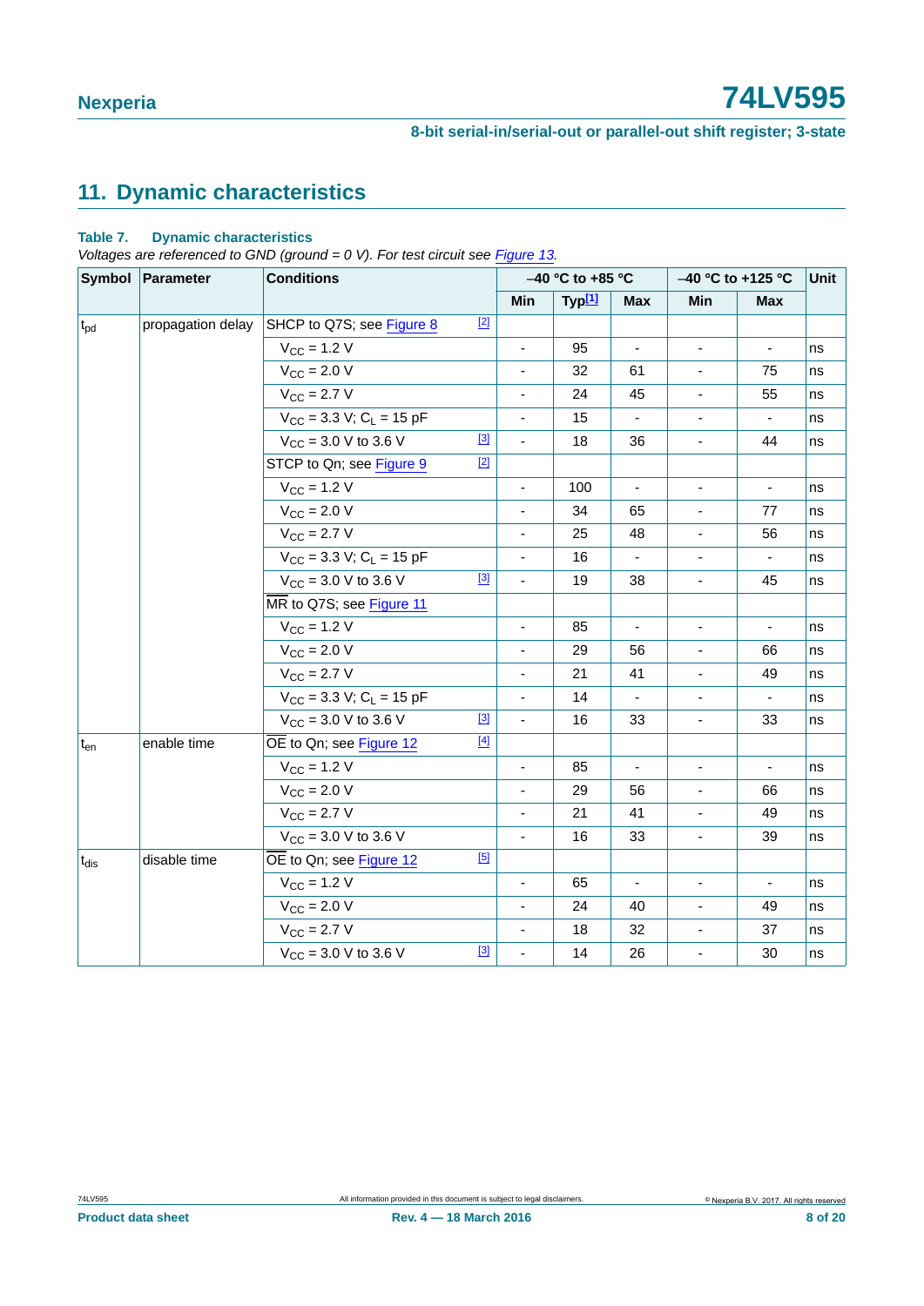## 11. Dynamic characteristics

**Table 7. Dynamic characteristics**

*Voltages are referenced to GND (ground = 0 V). For test circuit see Figure 13.*

| Symbol | Parameter | Conditions | | –40 °C to +85 °C | | –40 °C to +125 °C | | Unit |
|---|---|---|---|---|---|---|---|---|
| | | | Min | Typ[1] | Max | Min | Max | |
| $t_{pd}$ | propagation delay | SHCP to Q7S; see Figure 8 | [2] | | | | | |
| | | $V_{CC}$ = 1.2 V | - | 95 | - | - | - | ns |
| | | $V_{CC}$ = 2.0 V | - | 32 | 61 | - | 75 | ns |
| | | $V_{CC}$ = 2.7 V | - | 24 | 45 | - | 55 | ns |
| | | $V_{CC}$ = 3.3 V; $C_L$ = 15 pF | - | 15 | - | - | - | ns |
| | | $V_{CC}$ = 3.0 V to 3.6 V [3] | - | 18 | 36 | - | 44 | ns |
| | | STCP to Qn; see Figure 9 [2] | | | | | | |
| | | $V_{CC}$ = 1.2 V | - | 100 | - | - | - | ns |
| | | $V_{CC}$ = 2.0 V | - | 34 | 65 | - | 77 | ns |
| | | $V_{CC}$ = 2.7 V | - | 25 | 48 | - | 56 | ns |
| | | $V_{CC}$ = 3.3 V; $C_L$ = 15 pF | - | 16 | - | - | - | ns |
| | | $V_{CC}$ = 3.0 V to 3.6 V [3] | - | 19 | 38 | - | 45 | ns |
| | | $\overline{MR}$ to Q7S; see Figure 11 | | | | | | |
| | | $V_{CC}$ = 1.2 V | - | 85 | - | - | - | ns |
| | | $V_{CC}$ = 2.0 V | - | 29 | 56 | - | 66 | ns |
| | | $V_{CC}$ = 2.7 V | - | 21 | 41 | - | 49 | ns |
| | | $V_{CC}$ = 3.3 V; $C_L$ = 15 pF | - | 14 | - | - | - | ns |
| | | $V_{CC}$ = 3.0 V to 3.6 V [3] | - | 16 | 33 | - | 33 | ns |
| $t_{en}$ | enable time | $\overline{OE}$ to Qn; see Figure 12 [4] | | | | | | |
| | | $V_{CC}$ = 1.2 V | - | 85 | - | - | - | ns |
| | | $V_{CC}$ = 2.0 V | - | 29 | 56 | - | 66 | ns |
| | | $V_{CC}$ = 2.7 V | - | 21 | 41 | - | 49 | ns |
| | | $V_{CC}$ = 3.0 V to 3.6 V | - | 16 | 33 | - | 39 | ns |
| $t_{dis}$ | disable time | $\overline{OE}$ to Qn; see Figure 12 [5] | | | | | | |
| | | $V_{CC}$ = 1.2 V | - | 65 | - | - | - | ns |
| | | $V_{CC}$ = 2.0 V | - | 24 | 40 | - | 49 | ns |
| | | $V_{CC}$ = 2.7 V | - | 18 | 32 | - | 37 | ns |
| | | $V_{CC}$ = 3.0 V to 3.6 V [3] | - | 14 | 26 | - | 30 | ns |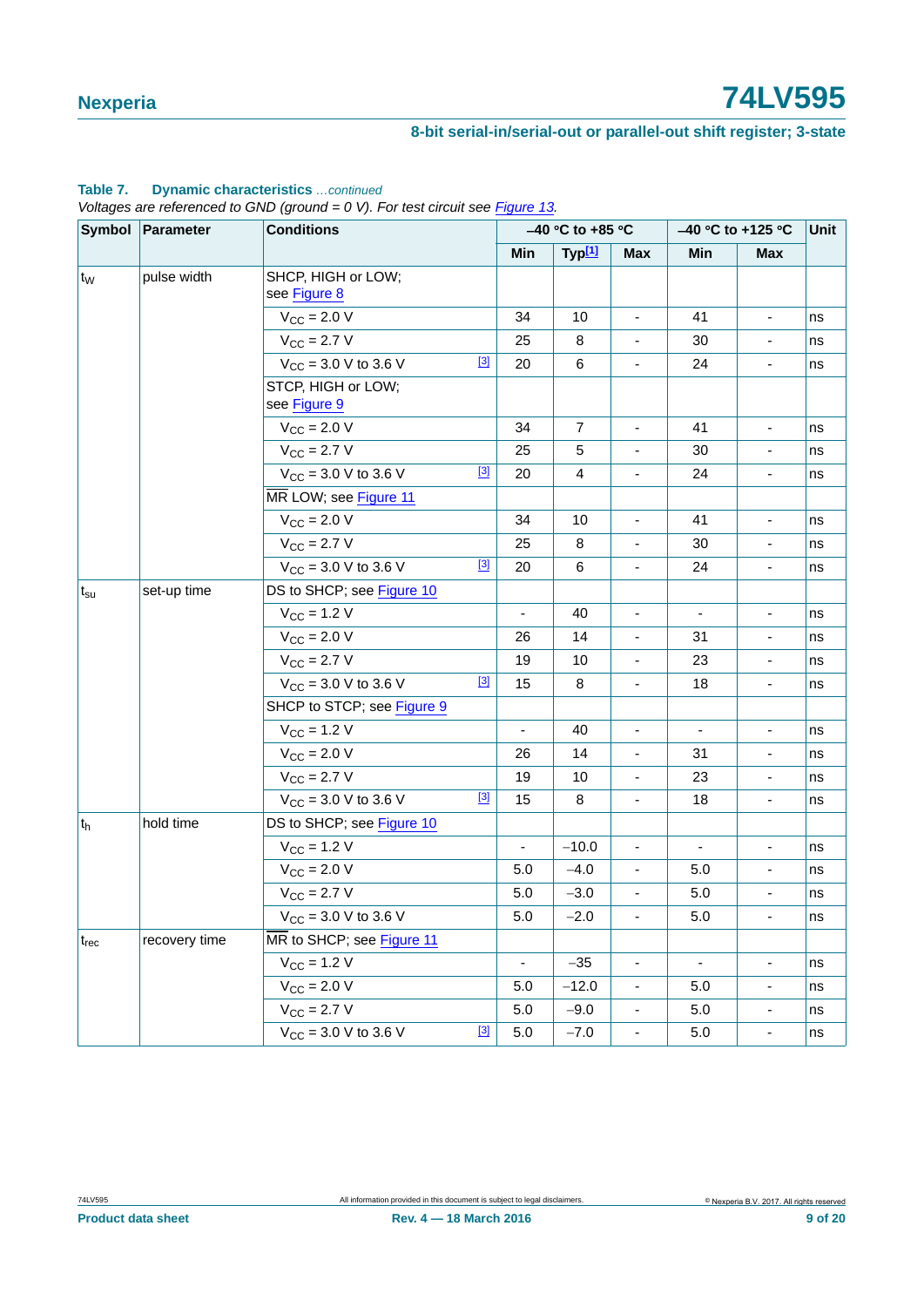**Table 7. Dynamic characteristics** *…continued*

*Voltages are referenced to GND (ground = 0 V). For test circuit see Figure 13.*

| Symbol | Parameter | Conditions | | –40 °C to +85 °C | | | –40 °C to +125 °C | | Unit |
|---|---|---|---|---|---|---|---|---|---|
| | | | | Min | Typ[1] | Max | Min | Max | |
| $t_W$ | pulse width | SHCP, HIGH or LOW; see Figure 8 | | | | | | | |
| | | $V_{CC}$ = 2.0 V | | 34 | 10 | - | 41 | - | ns |
| | | $V_{CC}$ = 2.7 V | | 25 | 8 | - | 30 | - | ns |
| | | $V_{CC}$ = 3.0 V to 3.6 V | [3] | 20 | 6 | - | 24 | - | ns |
| | | STCP, HIGH or LOW; see Figure 9 | | | | | | | |
| | | $V_{CC}$ = 2.0 V | | 34 | 7 | - | 41 | - | ns |
| | | $V_{CC}$ = 2.7 V | | 25 | 5 | - | 30 | - | ns |
| | | $V_{CC}$ = 3.0 V to 3.6 V | [3] | 20 | 4 | - | 24 | - | ns |
| | | $\overline{MR}$ LOW; see Figure 11 | | | | | | | |
| | | $V_{CC}$ = 2.0 V | | 34 | 10 | - | 41 | - | ns |
| | | $V_{CC}$ = 2.7 V | | 25 | 8 | - | 30 | - | ns |
| | | $V_{CC}$ = 3.0 V to 3.6 V | [3] | 20 | 6 | - | 24 | - | ns |
| $t_{su}$ | set-up time | DS to SHCP; see Figure 10 | | | | | | | |
| | | $V_{CC}$ = 1.2 V | | - | 40 | - | - | - | ns |
| | | $V_{CC}$ = 2.0 V | | 26 | 14 | - | 31 | - | ns |
| | | $V_{CC}$ = 2.7 V | | 19 | 10 | - | 23 | - | ns |
| | | $V_{CC}$ = 3.0 V to 3.6 V | [3] | 15 | 8 | - | 18 | - | ns |
| | | SHCP to STCP; see Figure 9 | | | | | | | |
| | | $V_{CC}$ = 1.2 V | | - | 40 | - | - | - | ns |
| | | $V_{CC}$ = 2.0 V | | 26 | 14 | - | 31 | - | ns |
| | | $V_{CC}$ = 2.7 V | | 19 | 10 | - | 23 | - | ns |
| | | $V_{CC}$ = 3.0 V to 3.6 V | [3] | 15 | 8 | - | 18 | - | ns |
| $t_h$ | hold time | DS to SHCP; see Figure 10 | | | | | | | |
| | | $V_{CC}$ = 1.2 V | | - | −10.0 | - | - | - | ns |
| | | $V_{CC}$ = 2.0 V | | 5.0 | −4.0 | - | 5.0 | - | ns |
| | | $V_{CC}$ = 2.7 V | | 5.0 | −3.0 | - | 5.0 | - | ns |
| | | $V_{CC}$ = 3.0 V to 3.6 V | | 5.0 | −2.0 | - | 5.0 | - | ns |
| $t_{rec}$ | recovery time | $\overline{MR}$ to SHCP; see Figure 11 | | | | | | | |
| | | $V_{CC}$ = 1.2 V | | - | −35 | - | - | - | ns |
| | | $V_{CC}$ = 2.0 V | | 5.0 | −12.0 | - | 5.0 | - | ns |
| | | $V_{CC}$ = 2.7 V | | 5.0 | −9.0 | - | 5.0 | - | ns |
| | | $V_{CC}$ = 3.0 V to 3.6 V | [3] | 5.0 | −7.0 | - | 5.0 | - | ns |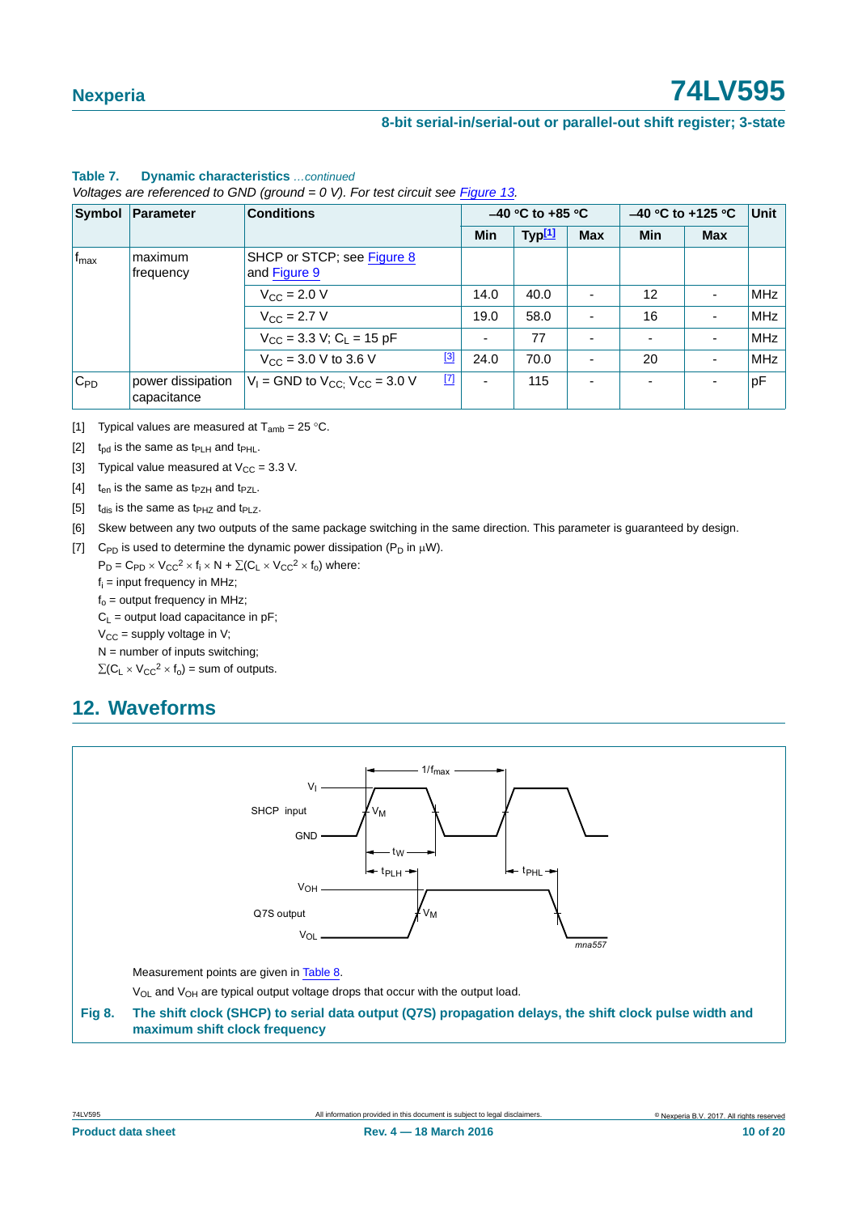**Table 7. Dynamic characteristics** *...continued*

*Voltages are referenced to GND (ground = 0 V). For test circuit see Figure 13.*

| Symbol | Parameter | Conditions | −40 °C to +85 °C | | | −40 °C to +125 °C | | Unit |
|---|---|---|---|---|---|---|---|---|
| | | | Min | Typ[1] | Max | Min | Max | |
| $f_{max}$ | maximum frequency | SHCP or STCP; see Figure 8 and Figure 9 | | | | | | |
| | | $V_{CC}$ = 2.0 V | 14.0 | 40.0 | - | 12 | - | MHz |
| | | $V_{CC}$ = 2.7 V | 19.0 | 58.0 | - | 16 | - | MHz |
| | | $V_{CC}$ = 3.3 V; $C_L$ = 15 pF | - | 77 | - | - | - | MHz |
| | | $V_{CC}$ = 3.0 V to 3.6 V [3] | 24.0 | 70.0 | - | 20 | - | MHz |
| $C_{PD}$ | power dissipation capacitance | $V_I$ = GND to $V_{CC}$; $V_{CC}$ = 3.0 V [7] | - | 115 | - | - | - | pF |

[1] Typical values are measured at $T_{amb}$ = 25 °C.

[2] $t_{pd}$ is the same as $t_{PLH}$ and $t_{PHL}$.

[3] Typical value measured at $V_{CC}$ = 3.3 V.

[4] $t_{en}$ is the same as $t_{PZH}$ and $t_{PZL}$.

[5] $t_{dis}$ is the same as $t_{PHZ}$ and $t_{PLZ}$.

[6] Skew between any two outputs of the same package switching in the same direction. This parameter is guaranteed by design.

[7] $C_{PD}$ is used to determine the dynamic power dissipation ($P_D$ in μW).

$P_D = C_{PD} \times V_{CC}^2 \times f_i \times N + \sum(C_L \times V_{CC}^2 \times f_o)$ where:

$f_i$ = input frequency in MHz;

$f_o$ = output frequency in MHz;

$C_L$ = output load capacitance in pF;

$V_{CC}$ = supply voltage in V;

N = number of inputs switching;

$\sum(C_L \times V_{CC}^2 \times f_o)$ = sum of outputs.

## 12. Waveforms

Measurement points are given in Table 8.

$V_{OL}$ and $V_{OH}$ are typical output voltage drops that occur with the output load.

**Fig 8. The shift clock (SHCP) to serial data output (Q7S) propagation delays, the shift clock pulse width and maximum shift clock frequency**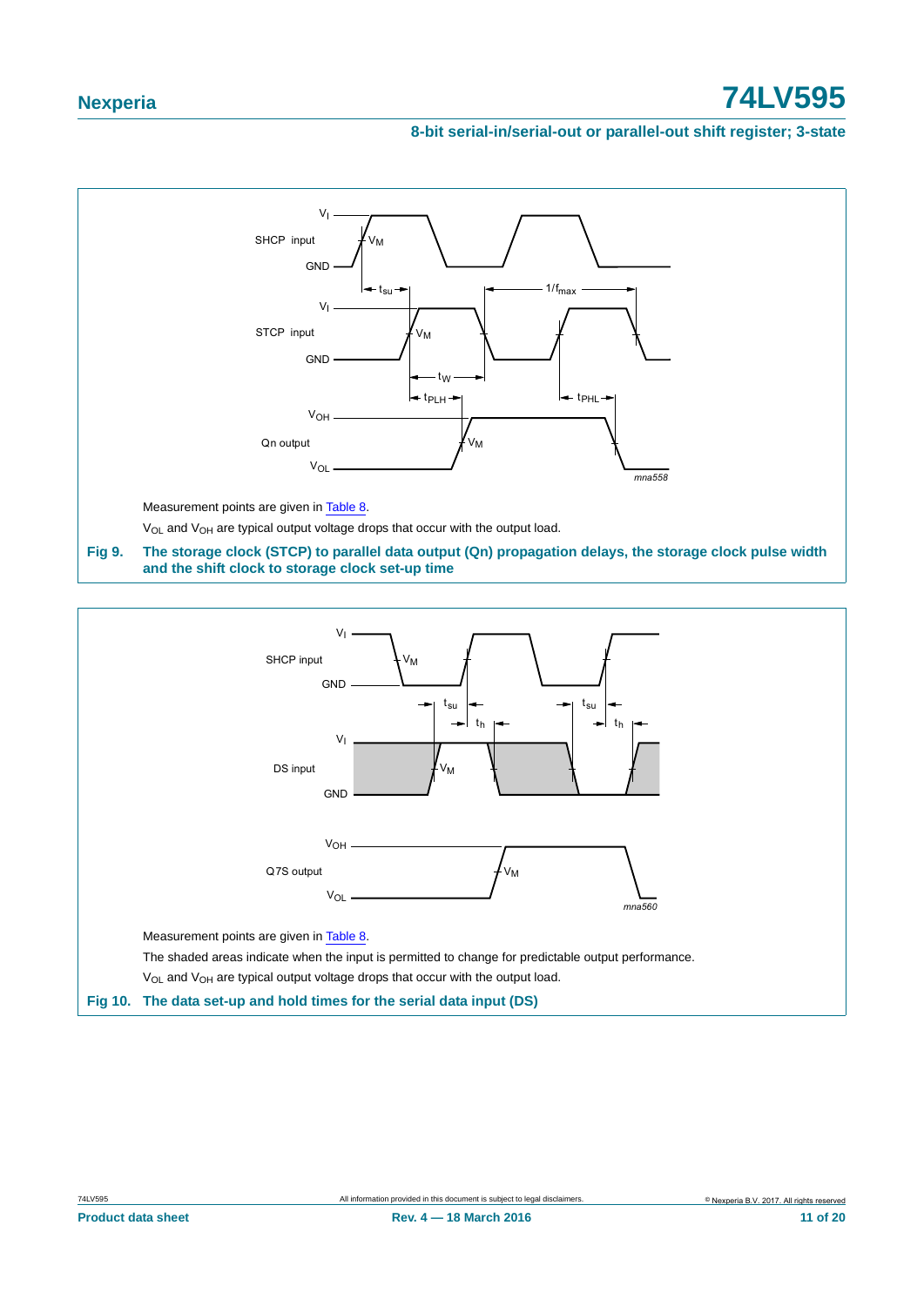Measurement points are given in Table 8.

$V_{OL}$ and $V_{OH}$ are typical output voltage drops that occur with the output load.

**Fig 9. The storage clock (STCP) to parallel data output (Qn) propagation delays, the storage clock pulse width and the shift clock to storage clock set-up time**

Measurement points are given in Table 8.

The shaded areas indicate when the input is permitted to change for predictable output performance.

$V_{OL}$ and $V_{OH}$ are typical output voltage drops that occur with the output load.

**Fig 10. The data set-up and hold times for the serial data input (DS)**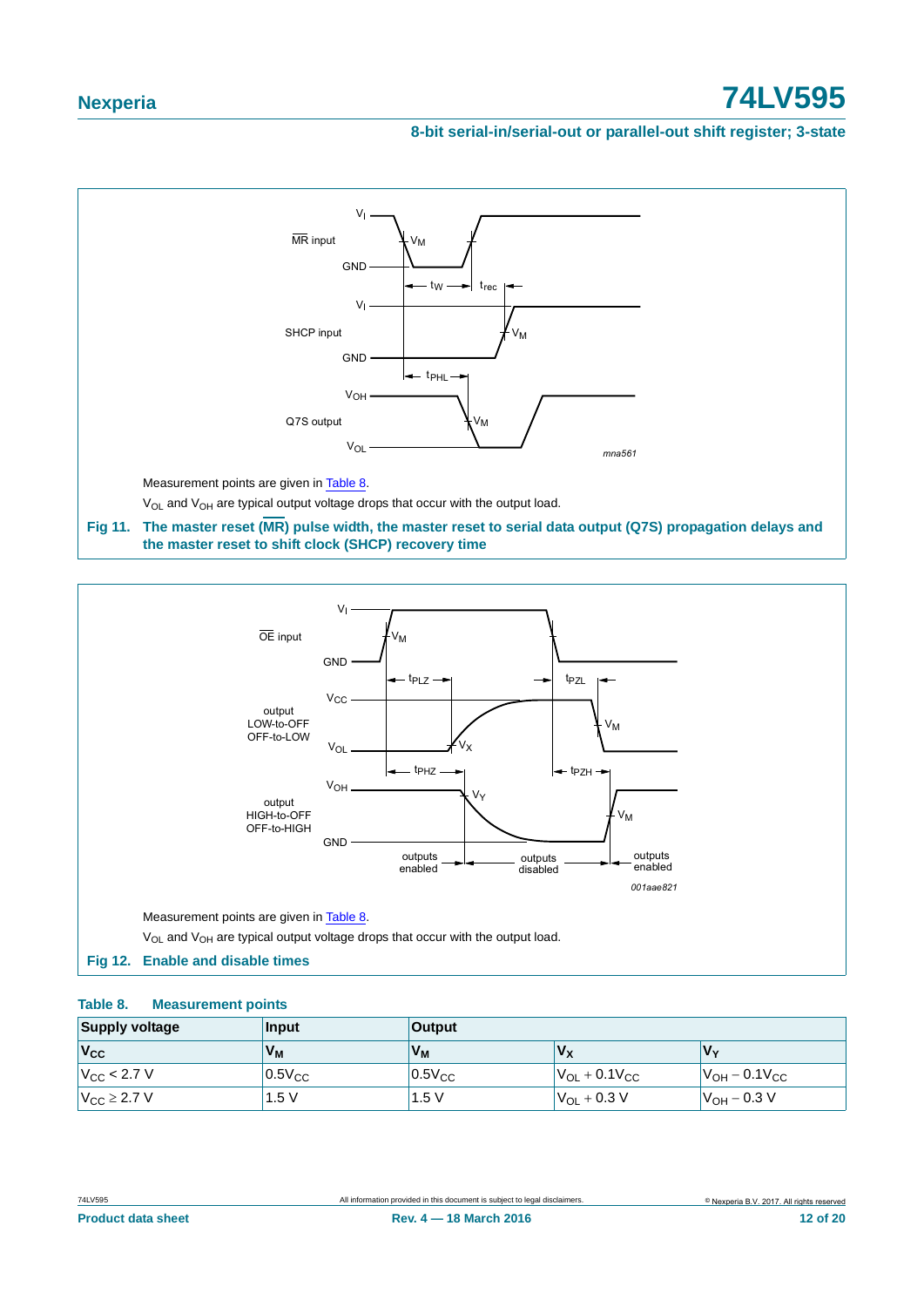Measurement points are given in Table 8.

$V_{OL}$ and $V_{OH}$ are typical output voltage drops that occur with the output load.

**Fig 11. The master reset ($\overline{MR}$) pulse width, the master reset to serial data output (Q7S) propagation delays and the master reset to shift clock (SHCP) recovery time**

Measurement points are given in Table 8.

$V_{OL}$ and $V_{OH}$ are typical output voltage drops that occur with the output load.

**Fig 12. Enable and disable times**

**Table 8. Measurement points**

| Supply voltage | Input | Output | | |
|---|---|---|---|---|
| $V_{CC}$ | $V_M$ | $V_M$ | $V_X$ | $V_Y$ |
| $V_{CC}$ < 2.7 V | $0.5V_{CC}$ | $0.5V_{CC}$ | $V_{OL} + 0.1V_{CC}$ | $V_{OH} - 0.1V_{CC}$ |
| $V_{CC} \geq 2.7$ V | 1.5 V | 1.5 V | $V_{OL}$ + 0.3 V | $V_{OH}$ − 0.3 V |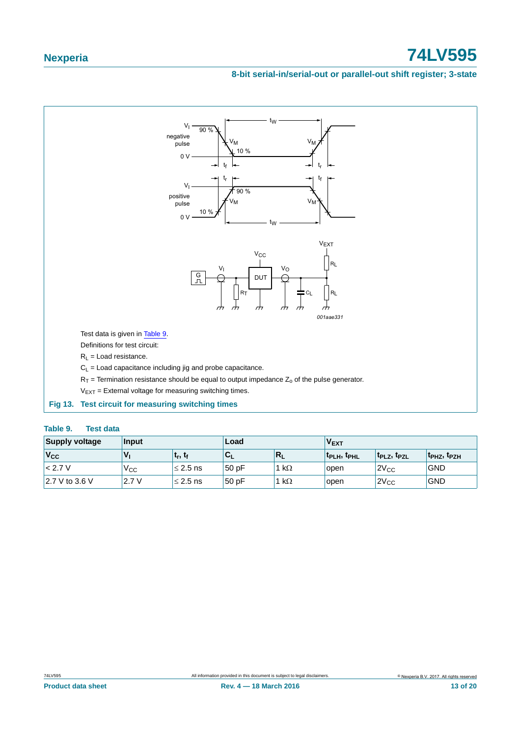Test data is given in Table 9.

Definitions for test circuit:

$R_L$ = Load resistance.

$C_L$ = Load capacitance including jig and probe capacitance.

$R_T$ = Termination resistance should be equal to output impedance $Z_o$ of the pulse generator.

$V_{EXT}$ = External voltage for measuring switching times.

**Fig 13. Test circuit for measuring switching times**

**Table 9. Test data**

| Supply voltage | Input | | Load | | $V_{EXT}$ | | |
|---|---|---|---|---|---|---|---|
| $V_{CC}$ | $V_I$ | $t_r$, $t_f$ | $C_L$ | $R_L$ | $t_{PLH}$, $t_{PHL}$ | $t_{PLZ}$, $t_{PZL}$ | $t_{PHZ}$, $t_{PZH}$ |
| < 2.7 V | $V_{CC}$ | ≤ 2.5 ns | 50 pF | 1 kΩ | open | $2V_{CC}$ | GND |
| 2.7 V to 3.6 V | 2.7 V | ≤ 2.5 ns | 50 pF | 1 kΩ | open | $2V_{CC}$ | GND |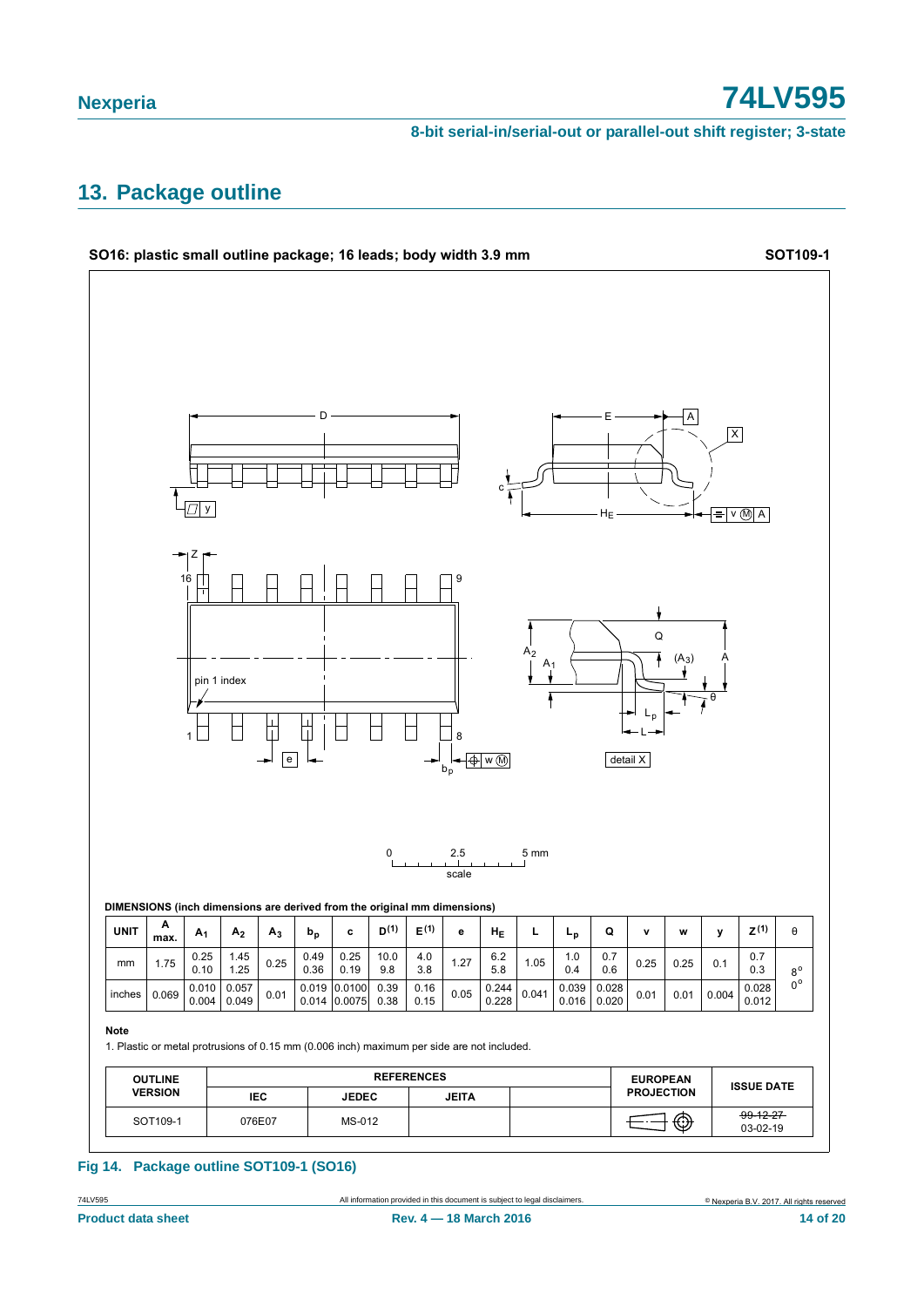## 13. Package outline

**SO16: plastic small outline package; 16 leads; body width 3.9 mm** **SOT109-1**

**DIMENSIONS (inch dimensions are derived from the original mm dimensions)**

| UNIT | A max. | $A_1$ | $A_2$ | $A_3$ | $b_p$ | c | D(1) | E(1) | e | $H_E$ | L | $L_p$ | Q | v | w | y | Z(1) | θ |
|---|---|---|---|---|---|---|---|---|---|---|---|---|---|---|---|---|---|---|
| mm | 1.75 | 0.25<br>0.10 | 1.45<br>1.25 | 0.25 | 0.49<br>0.36 | 0.25<br>0.19 | 10.0<br>9.8 | 4.0<br>3.8 | 1.27 | 6.2<br>5.8 | 1.05 | 1.0<br>0.4 | 0.7<br>0.6 | 0.25 | 0.25 | 0.1 | 0.7<br>0.3 | 8°<br>0° |
| inches | 0.069 | 0.010<br>0.004 | 0.057<br>0.049 | 0.01 | 0.019<br>0.014 | 0.0100<br>0.0075 | 0.39<br>0.38 | 0.16<br>0.15 | 0.05 | 0.244<br>0.228 | 0.041 | 0.039<br>0.016 | 0.028<br>0.020 | 0.01 | 0.01 | 0.004 | 0.028<br>0.012 | |

**Note**

1. Plastic or metal protrusions of 0.15 mm (0.006 inch) maximum per side are not included.

| OUTLINE VERSION | REFERENCES | | | | EUROPEAN PROJECTION | ISSUE DATE |
|---|---|---|---|---|---|---|
| | IEC | JEDEC | JEITA | | | |
| SOT109-1 | 076E07 | MS-012 | | | | ~~99-12-27~~<br>03-02-19 |

**Fig 14. Package outline SOT109-1 (SO16)**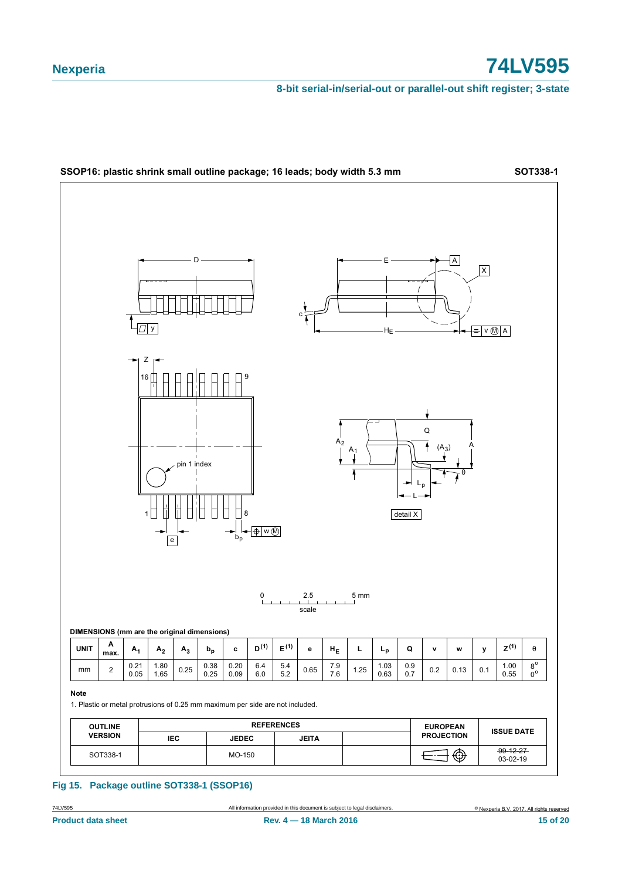**SSOP16: plastic shrink small outline package; 16 leads; body width 5.3 mm** **SOT338-1**

**DIMENSIONS (mm are the original dimensions)**

| UNIT | A max. | $A_1$ | $A_2$ | $A_3$ | $b_p$ | c | $D^{(1)}$ | $E^{(1)}$ | e | $H_E$ | L | $L_p$ | Q | v | w | y | $Z^{(1)}$ | θ |
|---|---|---|---|---|---|---|---|---|---|---|---|---|---|---|---|---|---|---|
| mm | 2 | 0.21<br>0.05 | 1.80<br>1.65 | 0.25 | 0.38<br>0.25 | 0.20<br>0.09 | 6.4<br>6.0 | 5.4<br>5.2 | 0.65 | 7.9<br>7.6 | 1.25 | 1.03<br>0.63 | 0.9<br>0.7 | 0.2 | 0.13 | 0.1 | 1.00<br>0.55 | 8°<br>0° |

**Note**

1. Plastic or metal protrusions of 0.25 mm maximum per side are not included.

| OUTLINE VERSION | REFERENCES | | | | EUROPEAN PROJECTION | ISSUE DATE |
|---|---|---|---|---|---|---|
| | IEC | JEDEC | JEITA | | | |
| SOT338-1 | | MO-150 | | | | ~~99-12-27~~<br>03-02-19 |

**Fig 15. Package outline SOT338-1 (SSOP16)**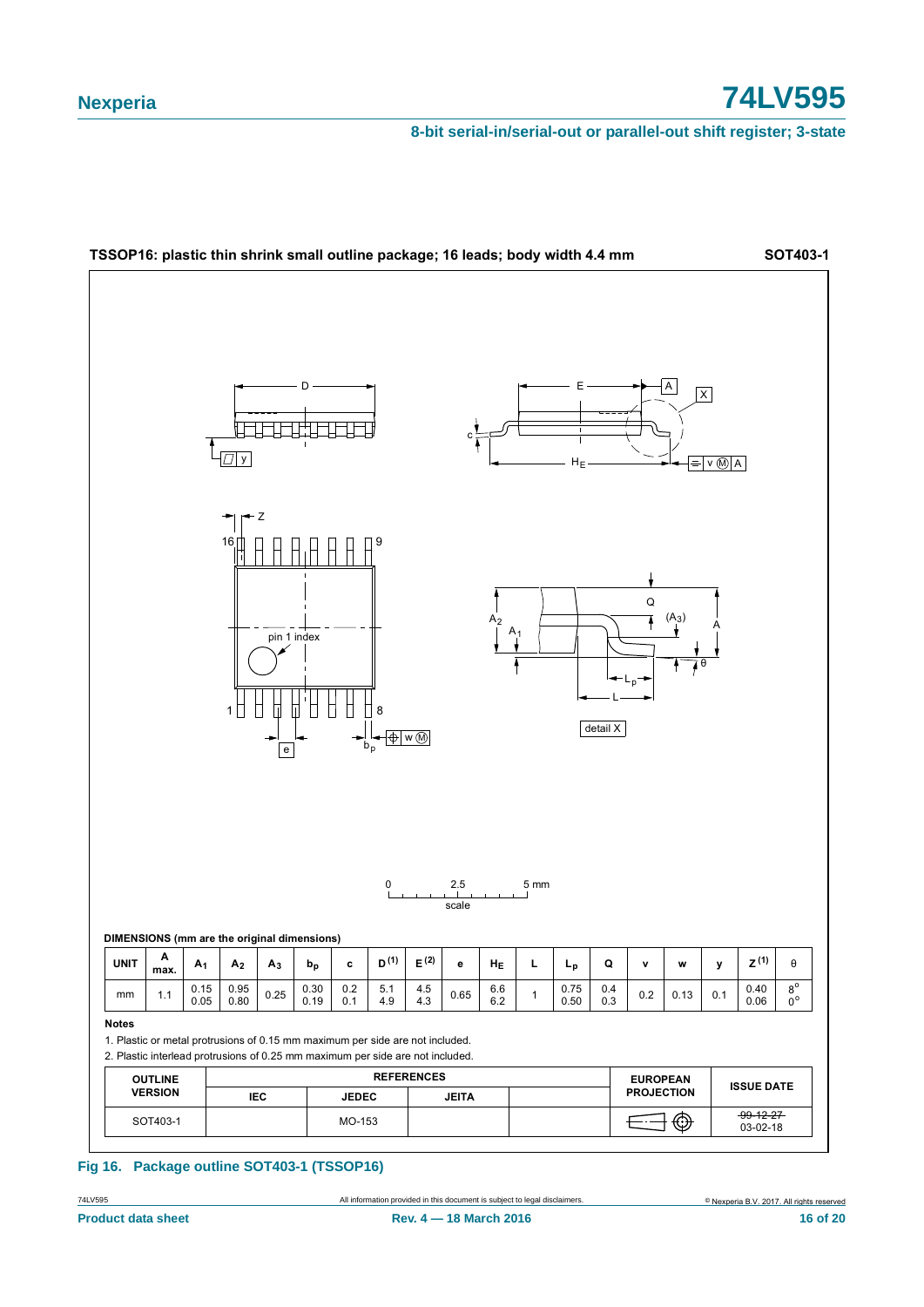TSSOP16: plastic thin shrink small outline package; 16 leads; body width 4.4 mm **SOT403-1**

**DIMENSIONS (mm are the original dimensions)**

| UNIT | A max. | $A_1$ | $A_2$ | $A_3$ | $b_p$ | c | D (1) | E (2) | e | $H_E$ | L | $L_p$ | Q | v | w | y | Z (1) | θ |
|---|---|---|---|---|---|---|---|---|---|---|---|---|---|---|---|---|---|---|
| mm | 1.1 | 0.15<br>0.05 | 0.95<br>0.80 | 0.25 | 0.30<br>0.19 | 0.2<br>0.1 | 5.1<br>4.9 | 4.5<br>4.3 | 0.65 | 6.6<br>6.2 | 1 | 0.75<br>0.50 | 0.4<br>0.3 | 0.2 | 0.13 | 0.1 | 0.40<br>0.06 | 8°<br>0° |

**Notes**

1. Plastic or metal protrusions of 0.15 mm maximum per side are not included.
2. Plastic interlead protrusions of 0.25 mm maximum per side are not included.

| OUTLINE VERSION | REFERENCES | | | | EUROPEAN PROJECTION | ISSUE DATE |
|---|---|---|---|---|---|---|
| | IEC | JEDEC | JEITA | | | |
| SOT403-1 | | MO-153 | | | | ~~99-12-27~~<br>03-02-18 |

**Fig 16. Package outline SOT403-1 (TSSOP16)**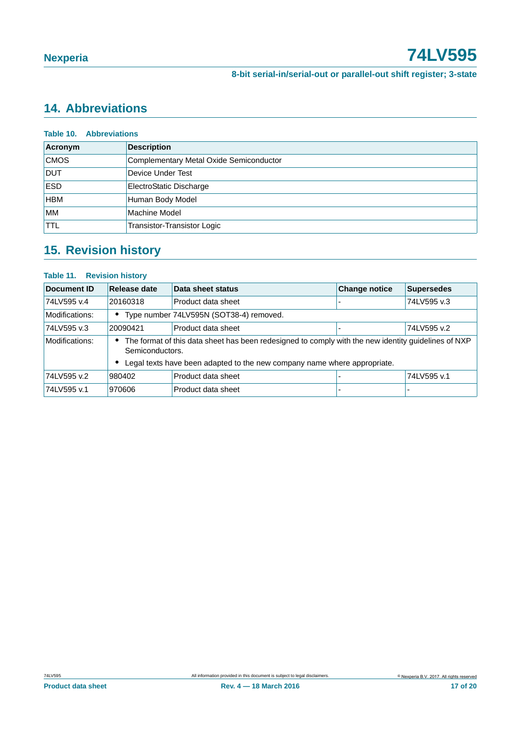## 14. Abbreviations

**Table 10. Abbreviations**

| Acronym | Description |
|---|---|
| CMOS | Complementary Metal Oxide Semiconductor |
| DUT | Device Under Test |
| ESD | ElectroStatic Discharge |
| HBM | Human Body Model |
| MM | Machine Model |
| TTL | Transistor-Transistor Logic |

## 15. Revision history

**Table 11. Revision history**

| Document ID | Release date | Data sheet status | Change notice | Supersedes |
|---|---|---|---|---|
| 74LV595 v.4 | 20160318 | Product data sheet | - | 74LV595 v.3 |
| Modifications: | • Type number 74LV595N (SOT38-4) removed. | | | |
| 74LV595 v.3 | 20090421 | Product data sheet | - | 74LV595 v.2 |
| Modifications: | • The format of this data sheet has been redesigned to comply with the new identity guidelines of NXP Semiconductors. • Legal texts have been adapted to the new company name where appropriate. | | | |
| 74LV595 v.2 | 980402 | Product data sheet | - | 74LV595 v.1 |
| 74LV595 v.1 | 970606 | Product data sheet | - | - |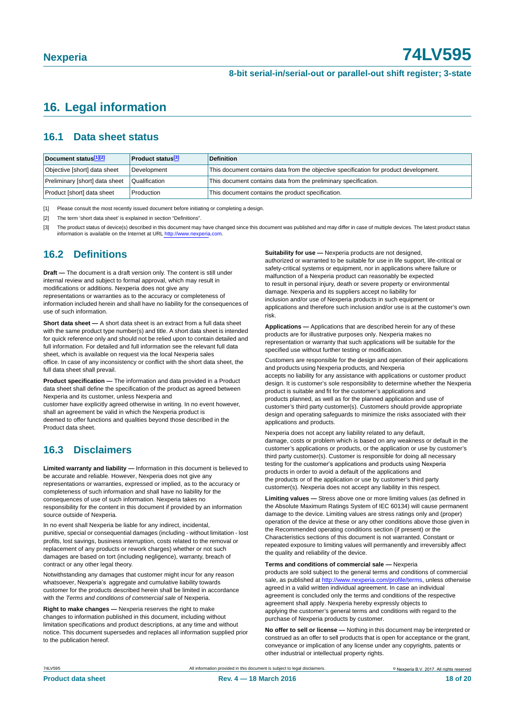# 16. Legal information

## 16.1 Data sheet status

| Document status[1][2] | Product status[3] | Definition |
|---|---|---|
| Objective [short] data sheet | Development | This document contains data from the objective specification for product development. |
| Preliminary [short] data sheet | Qualification | This document contains data from the preliminary specification. |
| Product [short] data sheet | Production | This document contains the product specification. |

[1] Please consult the most recently issued document before initiating or completing a design.

[2] The term 'short data sheet' is explained in section "Definitions".

[3] The product status of device(s) described in this document may have changed since this document was published and may differ in case of multiple devices. The latest product status information is available on the Internet at URL http://www.nexperia.com.

## 16.2 Definitions

**Draft —** The document is a draft version only. The content is still under internal review and subject to formal approval, which may result in modifications or additions. Nexperia does not give any representations or warranties as to the accuracy or completeness of information included herein and shall have no liability for the consequences of use of such information.

**Short data sheet —** A short data sheet is an extract from a full data sheet with the same product type number(s) and title. A short data sheet is intended for quick reference only and should not be relied upon to contain detailed and full information. For detailed and full information see the relevant full data sheet, which is available on request via the local Nexperia sales office. In case of any inconsistency or conflict with the short data sheet, the full data sheet shall prevail.

**Product specification —** The information and data provided in a Product data sheet shall define the specification of the product as agreed between Nexperia and its customer, unless Nexperia and customer have explicitly agreed otherwise in writing. In no event however, shall an agreement be valid in which the Nexperia product is deemed to offer functions and qualities beyond those described in the Product data sheet.

## 16.3 Disclaimers

**Limited warranty and liability —** Information in this document is believed to be accurate and reliable. However, Nexperia does not give any representations or warranties, expressed or implied, as to the accuracy or completeness of such information and shall have no liability for the consequences of use of such information. Nexperia takes no responsibility for the content in this document if provided by an information source outside of Nexperia.

In no event shall Nexperia be liable for any indirect, incidental, punitive, special or consequential damages (including - without limitation - lost profits, lost savings, business interruption, costs related to the removal or replacement of any products or rework charges) whether or not such damages are based on tort (including negligence), warranty, breach of contract or any other legal theory.

Notwithstanding any damages that customer might incur for any reason whatsoever, Nexperia's aggregate and cumulative liability towards customer for the products described herein shall be limited in accordance with the *Terms and conditions of commercial sale* of Nexperia.

**Right to make changes —** Nexperia reserves the right to make changes to information published in this document, including without limitation specifications and product descriptions, at any time and without notice. This document supersedes and replaces all information supplied prior to the publication hereof.

**Suitability for use —** Nexperia products are not designed, authorized or warranted to be suitable for use in life support, life-critical or safety-critical systems or equipment, nor in applications where failure or malfunction of a Nexperia product can reasonably be expected to result in personal injury, death or severe property or environmental damage. Nexperia and its suppliers accept no liability for inclusion and/or use of Nexperia products in such equipment or applications and therefore such inclusion and/or use is at the customer's own risk.

**Applications —** Applications that are described herein for any of these products are for illustrative purposes only. Nexperia makes no representation or warranty that such applications will be suitable for the specified use without further testing or modification.

Customers are responsible for the design and operation of their applications and products using Nexperia products, and Nexperia accepts no liability for any assistance with applications or customer product design. It is customer's sole responsibility to determine whether the Nexperia product is suitable and fit for the customer's applications and products planned, as well as for the planned application and use of customer's third party customer(s). Customers should provide appropriate design and operating safeguards to minimize the risks associated with their applications and products.

Nexperia does not accept any liability related to any default, damage, costs or problem which is based on any weakness or default in the customer's applications or products, or the application or use by customer's third party customer(s). Customer is responsible for doing all necessary testing for the customer's applications and products using Nexperia products in order to avoid a default of the applications and the products or of the application or use by customer's third party customer(s). Nexperia does not accept any liability in this respect.

**Limiting values —** Stress above one or more limiting values (as defined in the Absolute Maximum Ratings System of IEC 60134) will cause permanent damage to the device. Limiting values are stress ratings only and (proper) operation of the device at these or any other conditions above those given in the Recommended operating conditions section (if present) or the Characteristics sections of this document is not warranted. Constant or repeated exposure to limiting values will permanently and irreversibly affect the quality and reliability of the device.

**Terms and conditions of commercial sale —** Nexperia products are sold subject to the general terms and conditions of commercial sale, as published at http://www.nexperia.com/profile/terms, unless otherwise agreed in a valid written individual agreement. In case an individual agreement is concluded only the terms and conditions of the respective agreement shall apply. Nexperia hereby expressly objects to applying the customer's general terms and conditions with regard to the purchase of Nexperia products by customer.

**No offer to sell or license —** Nothing in this document may be interpreted or construed as an offer to sell products that is open for acceptance or the grant, conveyance or implication of any license under any copyrights, patents or other industrial or intellectual property rights.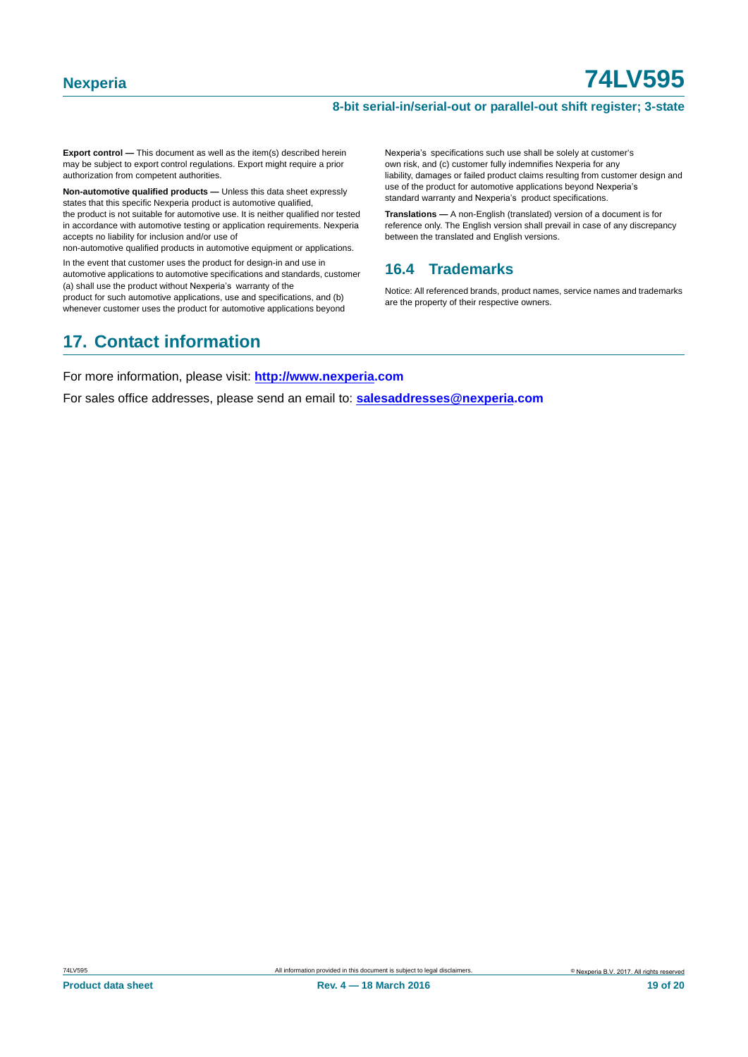**Export control —** This document as well as the item(s) described herein may be subject to export control regulations. Export might require a prior authorization from competent authorities.

**Non-automotive qualified products —** Unless this data sheet expressly states that this specific Nexperia product is automotive qualified, the product is not suitable for automotive use. It is neither qualified nor tested in accordance with automotive testing or application requirements. Nexperia accepts no liability for inclusion and/or use of non-automotive qualified products in automotive equipment or applications.

In the event that customer uses the product for design-in and use in automotive applications to automotive specifications and standards, customer (a) shall use the product without Nexperia's warranty of the product for such automotive applications, use and specifications, and (b) whenever customer uses the product for automotive applications beyond Nexperia's specifications such use shall be solely at customer's own risk, and (c) customer fully indemnifies Nexperia for any liability, damages or failed product claims resulting from customer design and use of the product for automotive applications beyond Nexperia's standard warranty and Nexperia's product specifications.

**Translations —** A non-English (translated) version of a document is for reference only. The English version shall prevail in case of any discrepancy between the translated and English versions.

### 16.4 Trademarks

Notice: All referenced brands, product names, service names and trademarks are the property of their respective owners.

## 17. Contact information

For more information, please visit: **http://www.nexperia.com**

For sales office addresses, please send an email to: **salesaddresses@nexperia.com**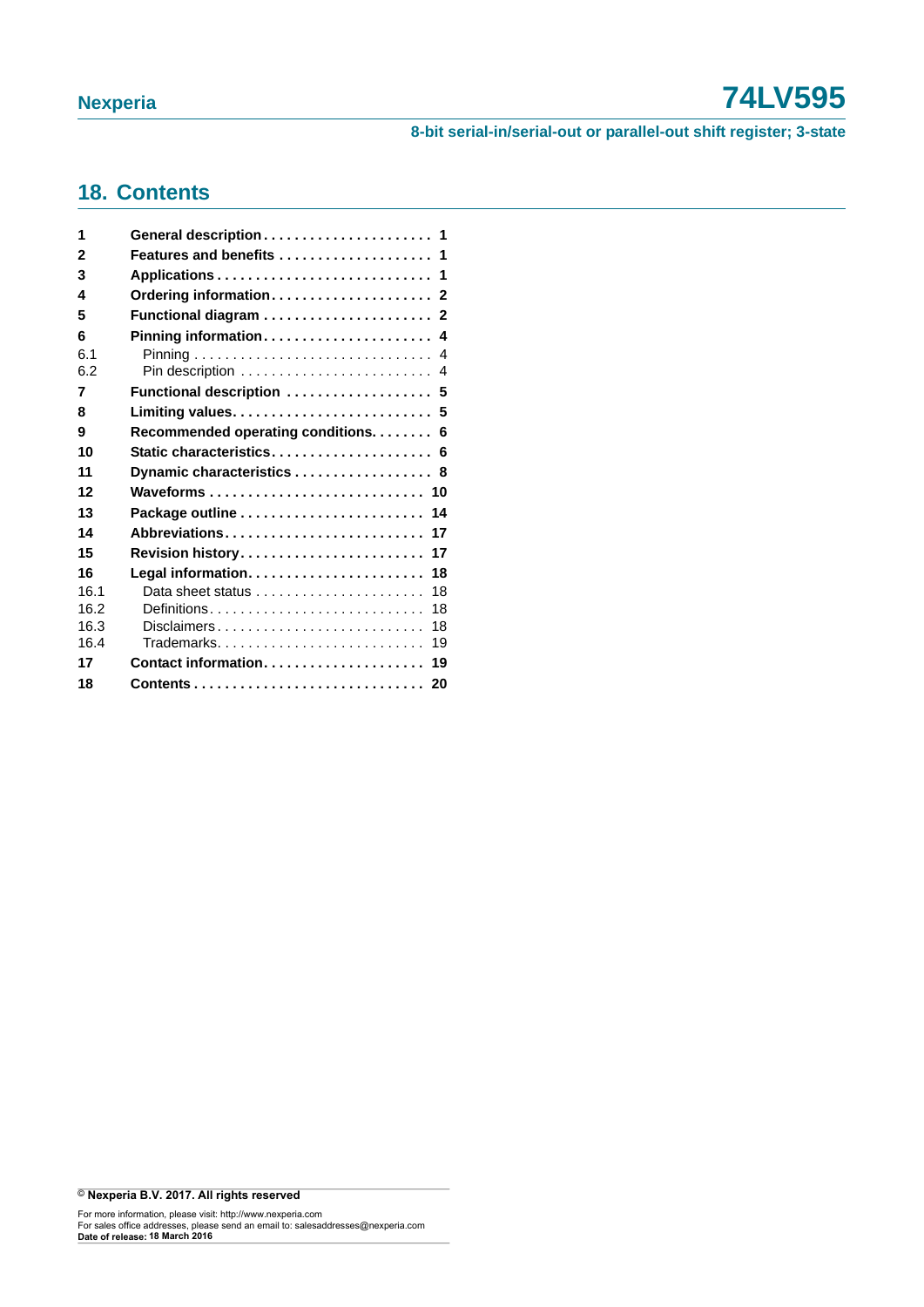## 18. Contents

| | | |
|---|---|---|
| **1** | **General description** | **1** |
| **2** | **Features and benefits** | **1** |
| **3** | **Applications** | **1** |
| **4** | **Ordering information** | **2** |
| **5** | **Functional diagram** | **2** |
| **6** | **Pinning information** | **4** |
| 6.1 | Pinning | 4 |
| 6.2 | Pin description | 4 |
| **7** | **Functional description** | **5** |
| **8** | **Limiting values** | **5** |
| **9** | **Recommended operating conditions** | **6** |
| **10** | **Static characteristics** | **6** |
| **11** | **Dynamic characteristics** | **8** |
| **12** | **Waveforms** | **10** |
| **13** | **Package outline** | **14** |
| **14** | **Abbreviations** | **17** |
| **15** | **Revision history** | **17** |
| **16** | **Legal information** | **18** |
| 16.1 | Data sheet status | 18 |
| 16.2 | Definitions | 18 |
| 16.3 | Disclaimers | 18 |
| 16.4 | Trademarks | 19 |
| **17** | **Contact information** | **19** |
| **18** | **Contents** | **20** |

**© Nexperia B.V. 2017. All rights reserved**

For more information, please visit: http://www.nexperia.com
For sales office addresses, please send an email to: salesaddresses@nexperia.com
**Date of release: 18 March 2016**